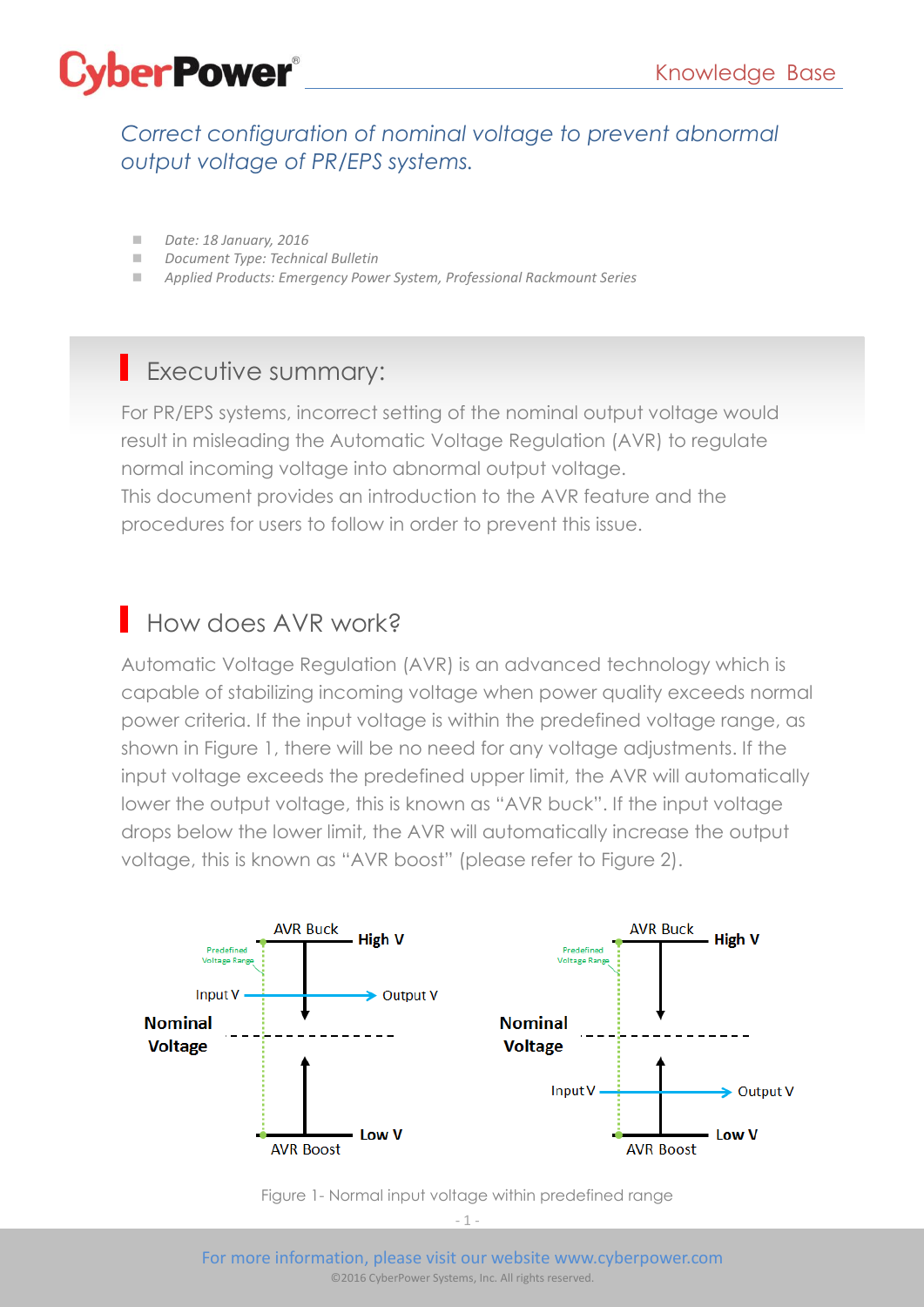# Correct configuration of nominal voltage to prevent abnormal output voltage of PR/EPS systems.

- *Date: 18 January, 2016*
- *Document Type: Technical Bulletin*
- *Applied Products: Emergency Power System, Professional Rackmount Series*

## Executive summary:

For PR/EPS systems, incorrect setting of the nominal output voltage would result in misleading the Automatic Voltage Regulation (AVR) to regulate normal incoming voltage into abnormal output voltage.
This document provides an introduction to the AVR feature and the procedures for users to follow in order to prevent this issue.

## How does AVR work?

Automatic Voltage Regulation (AVR) is an advanced technology which is capable of stabilizing incoming voltage when power quality exceeds normal power criteria. If the input voltage is within the predefined voltage range, as shown in Figure 1, there will be no need for any voltage adjustments. If the input voltage exceeds the predefined upper limit, the AVR will automatically lower the output voltage, this is known as "AVR buck". If the input voltage drops below the lower limit, the AVR will automatically increase the output voltage, this is known as "AVR boost" (please refer to Figure 2).

Figure 1- Normal input voltage within predefined range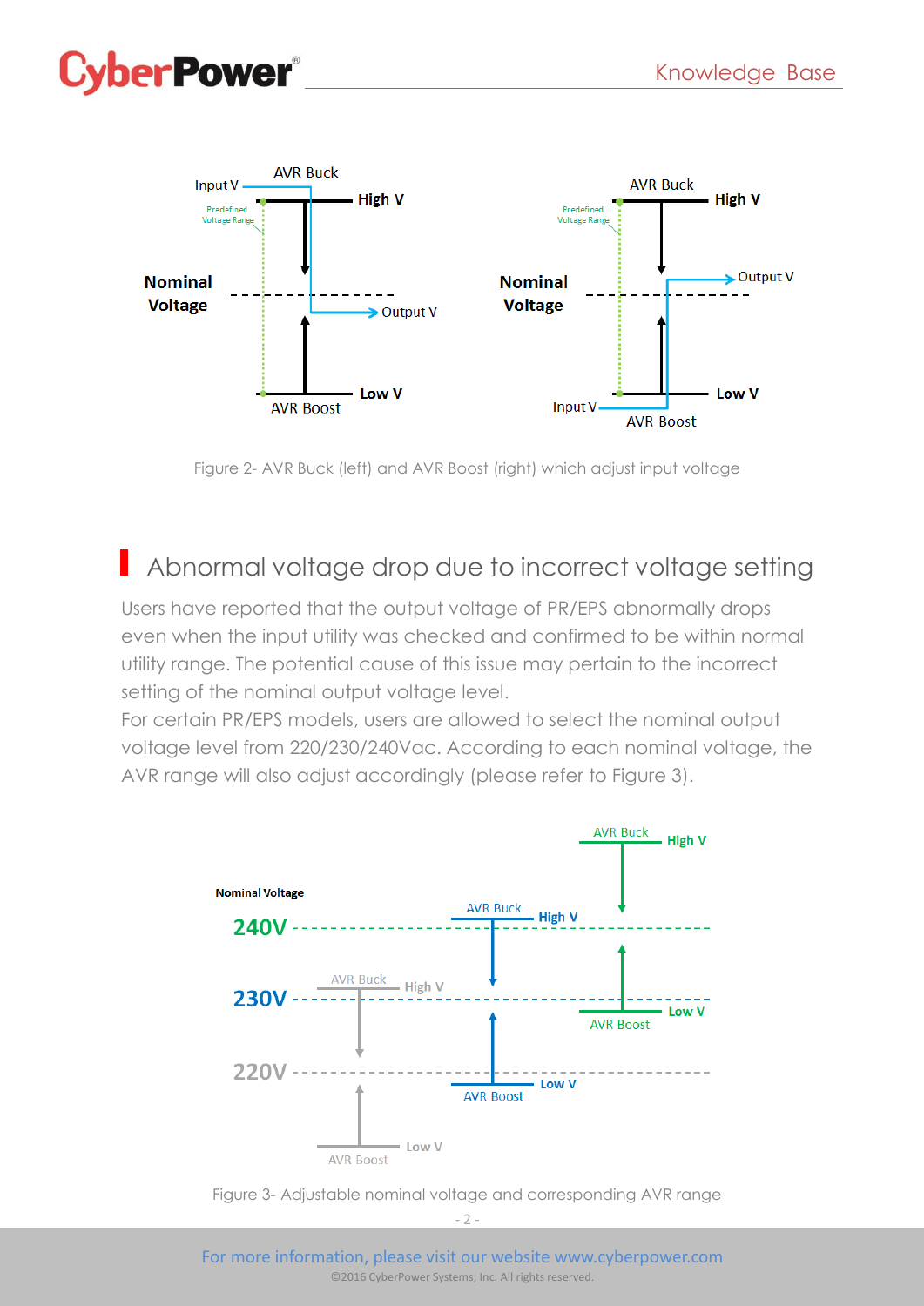Figure 2- AVR Buck (left) and AVR Boost (right) which adjust input voltage

## Abnormal voltage drop due to incorrect voltage setting

Users have reported that the output voltage of PR/EPS abnormally drops even when the input utility was checked and confirmed to be within normal utility range. The potential cause of this issue may pertain to the incorrect setting of the nominal output voltage level.
For certain PR/EPS models, users are allowed to select the nominal output voltage level from 220/230/240Vac. According to each nominal voltage, the AVR range will also adjust accordingly (please refer to Figure 3).

Figure 3- Adjustable nominal voltage and corresponding AVR range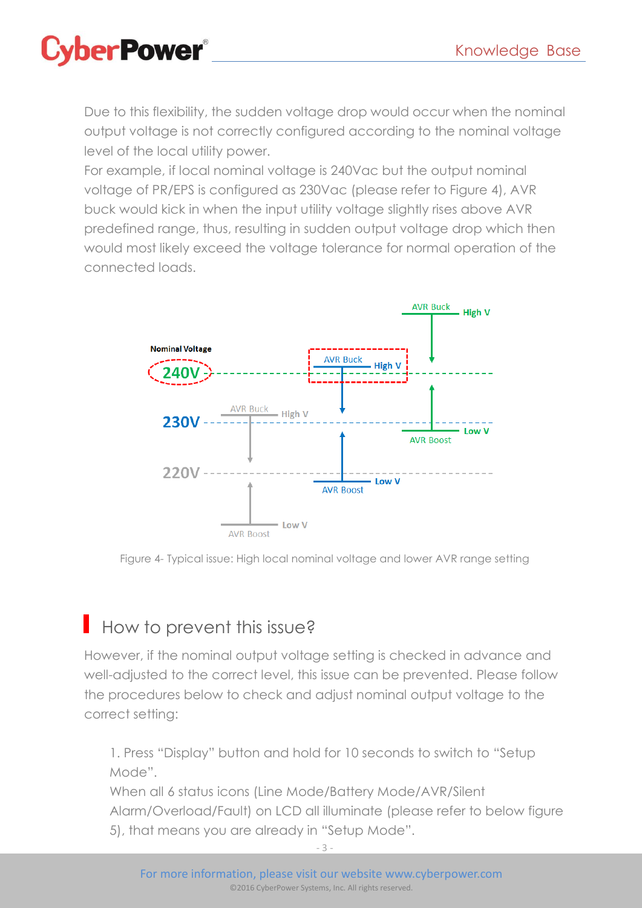Due to this flexibility, the sudden voltage drop would occur when the nominal output voltage is not correctly configured according to the nominal voltage level of the local utility power.

For example, if local nominal voltage is 240Vac but the output nominal voltage of PR/EPS is configured as 230Vac (please refer to Figure 4), AVR buck would kick in when the input utility voltage slightly rises above AVR predefined range, thus, resulting in sudden output voltage drop which then would most likely exceed the voltage tolerance for normal operation of the connected loads.

Figure 4- Typical issue: High local nominal voltage and lower AVR range setting

## How to prevent this issue?

However, if the nominal output voltage setting is checked in advance and well-adjusted to the correct level, this issue can be prevented. Please follow the procedures below to check and adjust nominal output voltage to the correct setting:

1. Press "Display" button and hold for 10 seconds to switch to "Setup Mode".
   When all 6 status icons (Line Mode/Battery Mode/AVR/Silent Alarm/Overload/Fault) on LCD all illuminate (please refer to below figure 5), that means you are already in "Setup Mode".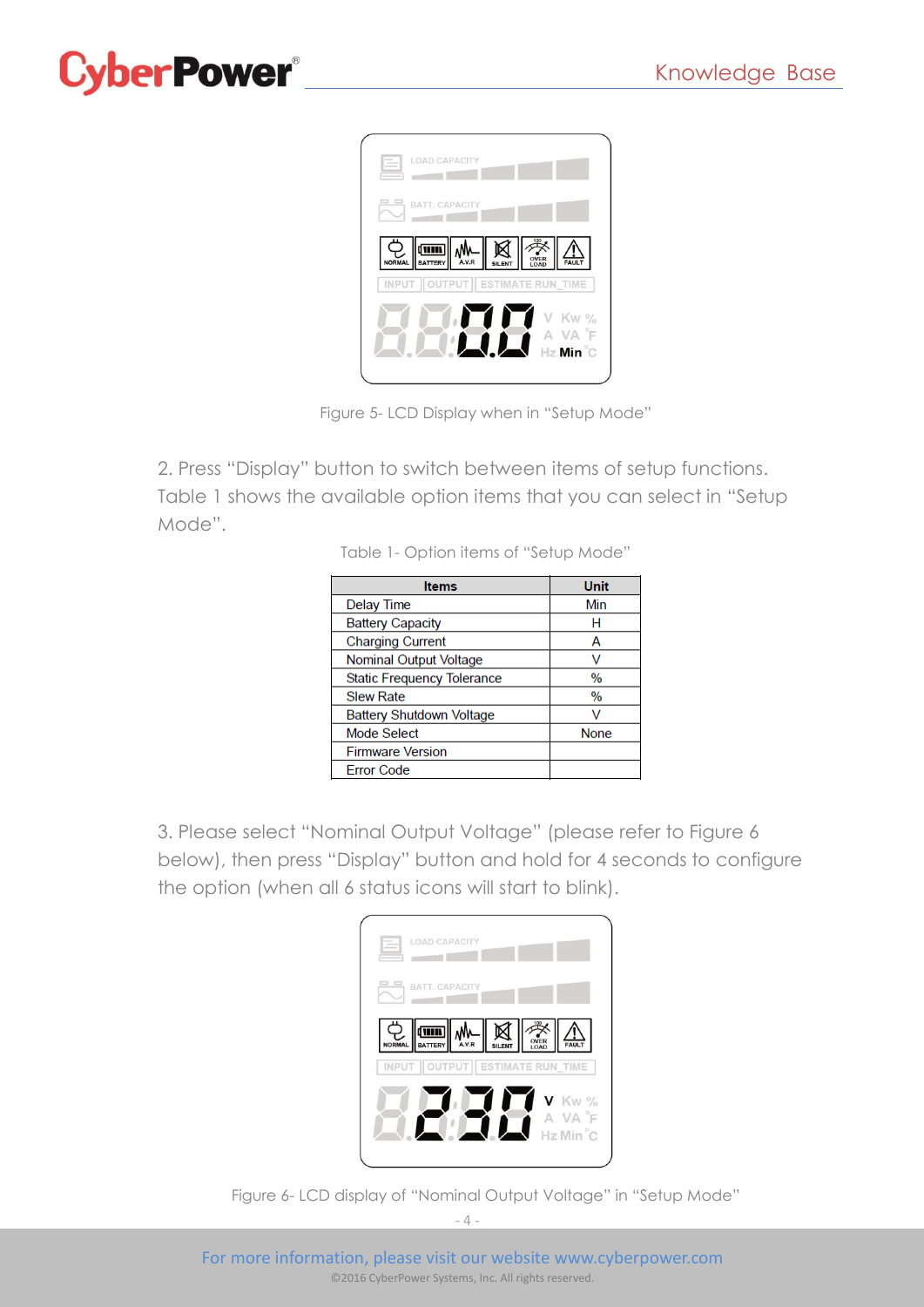Figure 5- LCD Display when in "Setup Mode"

2. Press "Display" button to switch between items of setup functions. Table 1 shows the available option items that you can select in "Setup Mode".

Table 1- Option items of "Setup Mode"

| Items | Unit |
|---|---|
| Delay Time | Min |
| Battery Capacity | H |
| Charging Current | A |
| Nominal Output Voltage | V |
| Static Frequency Tolerance | % |
| Slew Rate | % |
| Battery Shutdown Voltage | V |
| Mode Select | None |
| Firmware Version | |
| Error Code | |

3. Please select "Nominal Output Voltage" (please refer to Figure 6 below), then press "Display" button and hold for 4 seconds to configure the option (when all 6 status icons will start to blink).

Figure 6- LCD display of "Nominal Output Voltage" in "Setup Mode"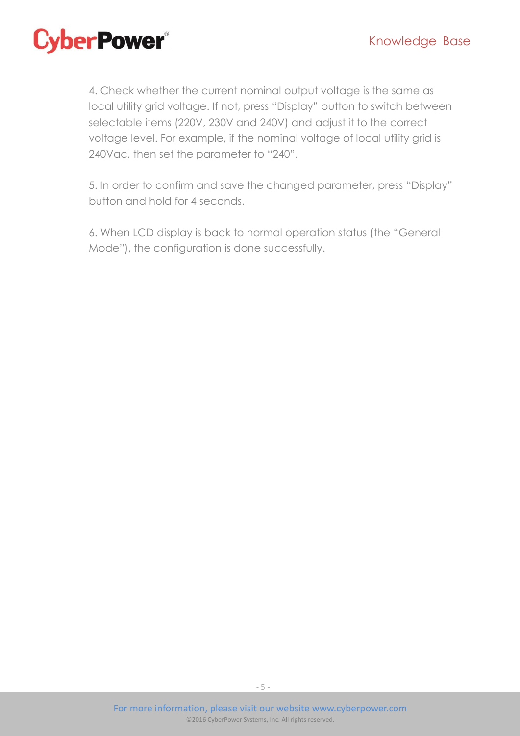4. Check whether the current nominal output voltage is the same as local utility grid voltage. If not, press "Display" button to switch between selectable items (220V, 230V and 240V) and adjust it to the correct voltage level. For example, if the nominal voltage of local utility grid is 240Vac, then set the parameter to "240".

5. In order to confirm and save the changed parameter, press "Display" button and hold for 4 seconds.

6. When LCD display is back to normal operation status (the "General Mode"), the configuration is done successfully.